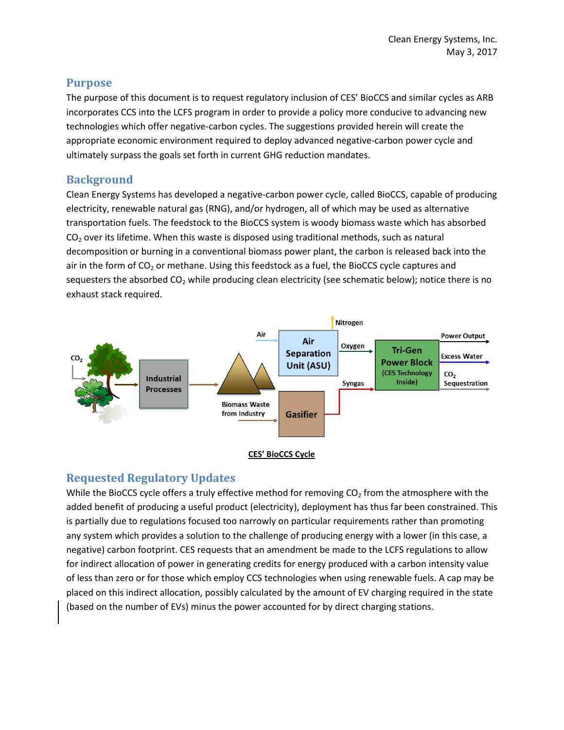Clean Energy Systems, Inc.
May 3, 2017

## Purpose

The purpose of this document is to request regulatory inclusion of CES' BioCCS and similar cycles as ARB incorporates CCS into the LCFS program in order to provide a policy more conducive to advancing new technologies which offer negative-carbon cycles. The suggestions provided herein will create the appropriate economic environment required to deploy advanced negative-carbon power cycle and ultimately surpass the goals set forth in current GHG reduction mandates.

## Background

Clean Energy Systems has developed a negative-carbon power cycle, called BioCCS, capable of producing electricity, renewable natural gas (RNG), and/or hydrogen, all of which may be used as alternative transportation fuels. The feedstock to the BioCCS system is woody biomass waste which has absorbed $CO_2$ over its lifetime. When this waste is disposed using traditional methods, such as natural decomposition or burning in a conventional biomass power plant, the carbon is released back into the air in the form of $CO_2$ or methane. Using this feedstock as a fuel, the BioCCS cycle captures and sequesters the absorbed $CO_2$ while producing clean electricity (see schematic below); notice there is no exhaust stack required.

**CES' BioCCS Cycle**

## Requested Regulatory Updates

While the BioCCS cycle offers a truly effective method for removing $CO_2$ from the atmosphere with the added benefit of producing a useful product (electricity), deployment has thus far been constrained. This is partially due to regulations focused too narrowly on particular requirements rather than promoting any system which provides a solution to the challenge of producing energy with a lower (in this case, a negative) carbon footprint. CES requests that an amendment be made to the LCFS regulations to allow for indirect allocation of power in generating credits for energy produced with a carbon intensity value of less than zero or for those which employ CCS technologies when using renewable fuels. A cap may be placed on this indirect allocation, possibly calculated by the amount of EV charging required in the state (based on the number of EVs) minus the power accounted for by direct charging stations.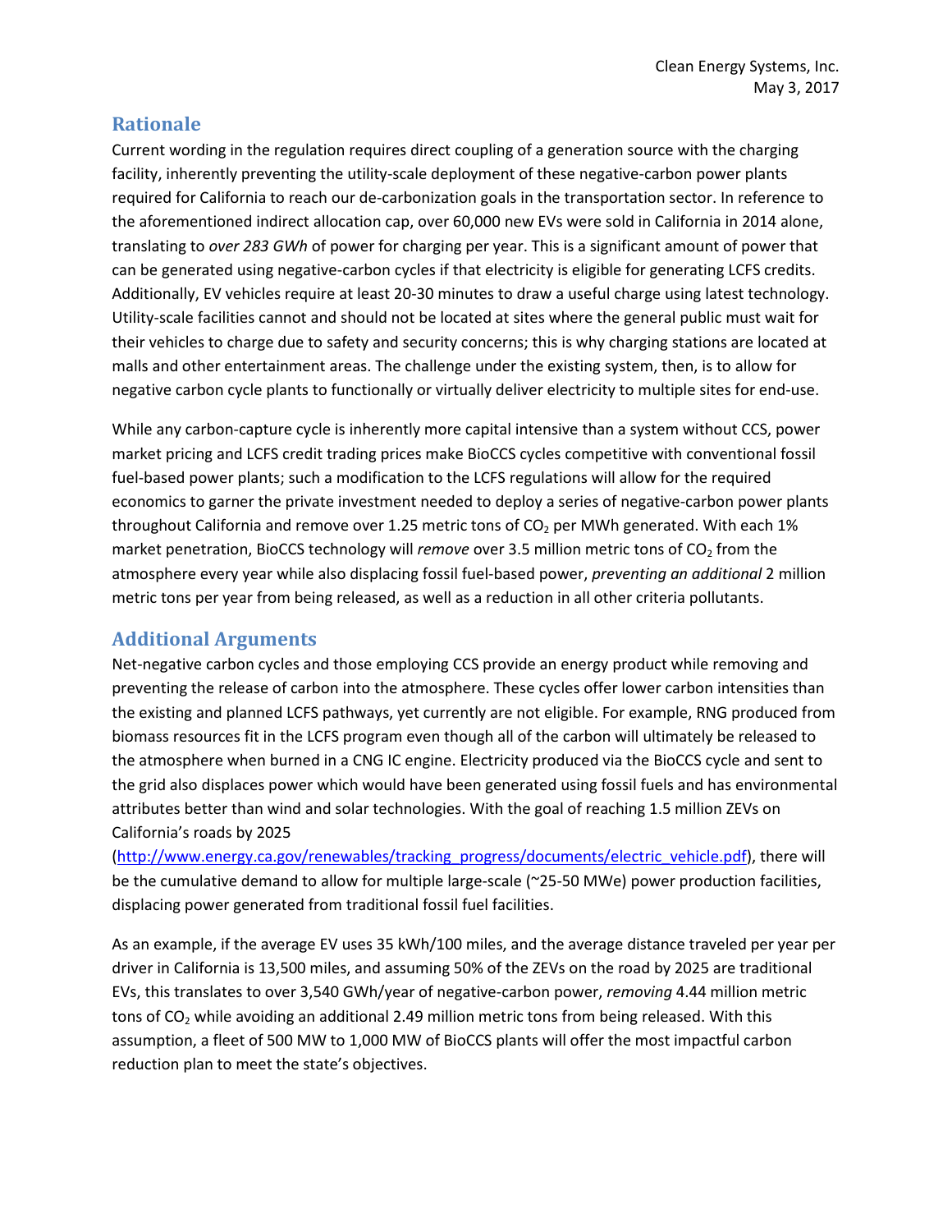## Rationale

Current wording in the regulation requires direct coupling of a generation source with the charging facility, inherently preventing the utility-scale deployment of these negative-carbon power plants required for California to reach our de-carbonization goals in the transportation sector. In reference to the aforementioned indirect allocation cap, over 60,000 new EVs were sold in California in 2014 alone, translating to *over 283 GWh* of power for charging per year. This is a significant amount of power that can be generated using negative-carbon cycles if that electricity is eligible for generating LCFS credits. Additionally, EV vehicles require at least 20-30 minutes to draw a useful charge using latest technology. Utility-scale facilities cannot and should not be located at sites where the general public must wait for their vehicles to charge due to safety and security concerns; this is why charging stations are located at malls and other entertainment areas. The challenge under the existing system, then, is to allow for negative carbon cycle plants to functionally or virtually deliver electricity to multiple sites for end-use.

While any carbon-capture cycle is inherently more capital intensive than a system without CCS, power market pricing and LCFS credit trading prices make BioCCS cycles competitive with conventional fossil fuel-based power plants; such a modification to the LCFS regulations will allow for the required economics to garner the private investment needed to deploy a series of negative-carbon power plants throughout California and remove over 1.25 metric tons of $CO_2$ per MWh generated. With each 1% market penetration, BioCCS technology will *remove* over 3.5 million metric tons of $CO_2$ from the atmosphere every year while also displacing fossil fuel-based power, *preventing an additional* 2 million metric tons per year from being released, as well as a reduction in all other criteria pollutants.

## Additional Arguments

Net-negative carbon cycles and those employing CCS provide an energy product while removing and preventing the release of carbon into the atmosphere. These cycles offer lower carbon intensities than the existing and planned LCFS pathways, yet currently are not eligible. For example, RNG produced from biomass resources fit in the LCFS program even though all of the carbon will ultimately be released to the atmosphere when burned in a CNG IC engine. Electricity produced via the BioCCS cycle and sent to the grid also displaces power which would have been generated using fossil fuels and has environmental attributes better than wind and solar technologies. With the goal of reaching 1.5 million ZEVs on California's roads by 2025 (http://www.energy.ca.gov/renewables/tracking_progress/documents/electric_vehicle.pdf), there will be the cumulative demand to allow for multiple large-scale (~25-50 MWe) power production facilities, displacing power generated from traditional fossil fuel facilities.

As an example, if the average EV uses 35 kWh/100 miles, and the average distance traveled per year per driver in California is 13,500 miles, and assuming 50% of the ZEVs on the road by 2025 are traditional EVs, this translates to over 3,540 GWh/year of negative-carbon power, *removing* 4.44 million metric tons of $CO_2$ while avoiding an additional 2.49 million metric tons from being released. With this assumption, a fleet of 500 MW to 1,000 MW of BioCCS plants will offer the most impactful carbon reduction plan to meet the state's objectives.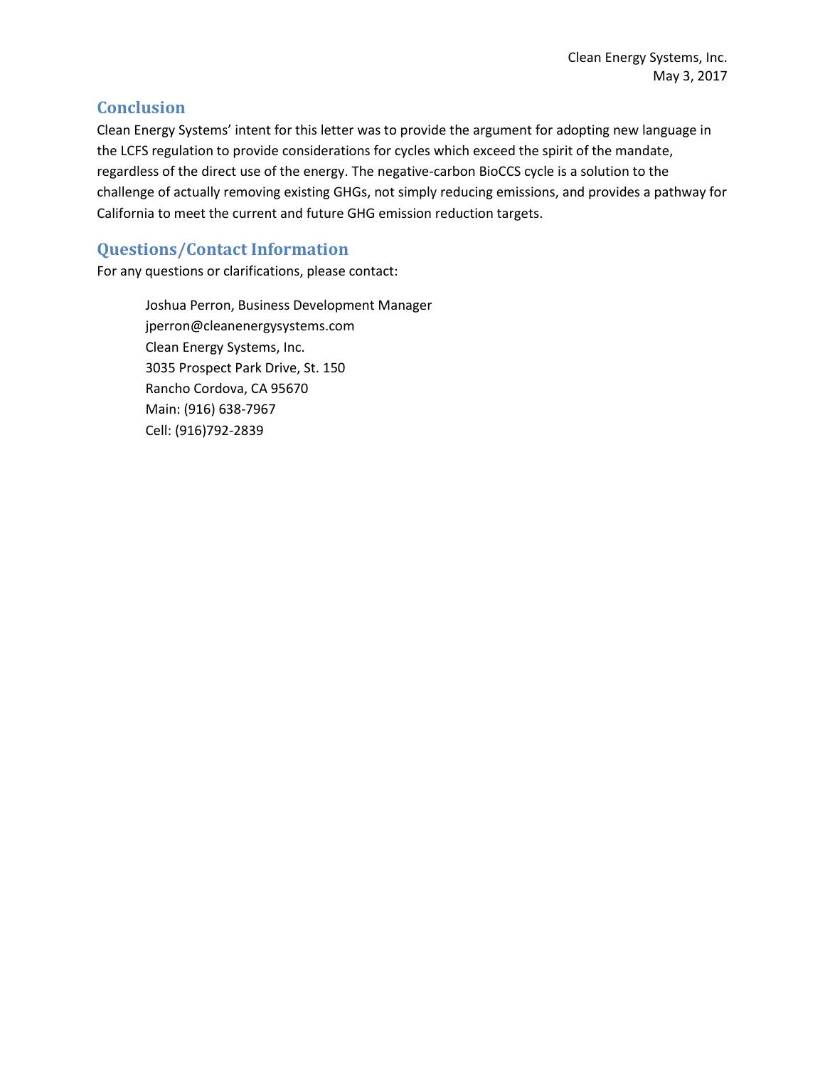## Conclusion

Clean Energy Systems' intent for this letter was to provide the argument for adopting new language in the LCFS regulation to provide considerations for cycles which exceed the spirit of the mandate, regardless of the direct use of the energy. The negative-carbon BioCCS cycle is a solution to the challenge of actually removing existing GHGs, not simply reducing emissions, and provides a pathway for California to meet the current and future GHG emission reduction targets.

## Questions/Contact Information

For any questions or clarifications, please contact:

Joshua Perron, Business Development Manager
jperron@cleanenergysystems.com
Clean Energy Systems, Inc.
3035 Prospect Park Drive, St. 150
Rancho Cordova, CA 95670
Main: (916) 638-7967
Cell: (916)792-2839